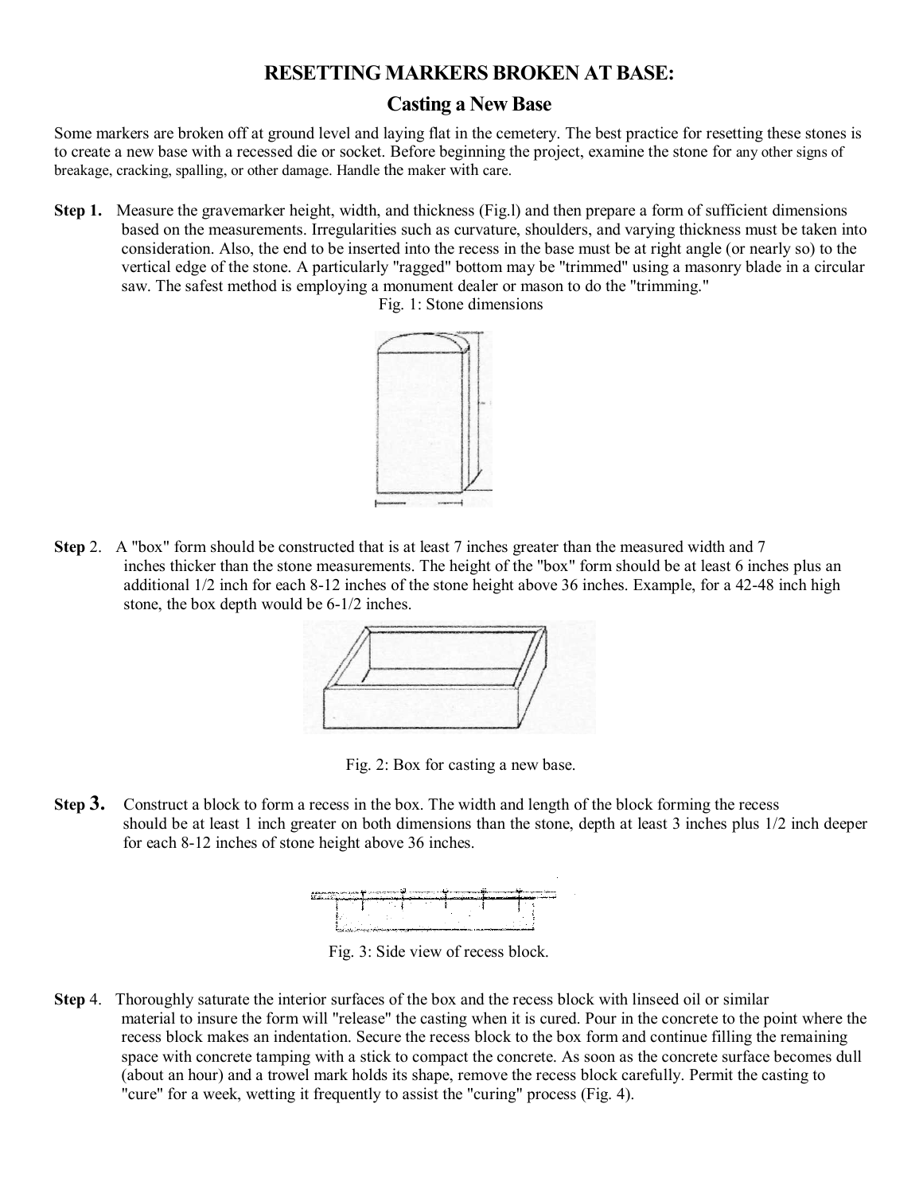# RESETTING MARKERS BROKEN AT BASE:

## Casting a New Base

Some markers are broken off at ground level and laying flat in the cemetery. The best practice for resetting these stones is to create a new base with a recessed die or socket. Before beginning the project, examine the stone for any other signs of breakage, cracking, spalling, or other damage. Handle the maker with care.

**Step 1.** Measure the gravemarker height, width, and thickness (Fig.l) and then prepare a form of sufficient dimensions based on the measurements. Irregularities such as curvature, shoulders, and varying thickness must be taken into consideration. Also, the end to be inserted into the recess in the base must be at right angle (or nearly so) to the vertical edge of the stone. A particularly "ragged" bottom may be "trimmed" using a masonry blade in a circular saw. The safest method is employing a monument dealer or mason to do the "trimming."

Fig. 1: Stone dimensions

**Step** 2. A "box" form should be constructed that is at least 7 inches greater than the measured width and 7 inches thicker than the stone measurements. The height of the "box" form should be at least 6 inches plus an additional 1/2 inch for each 8-12 inches of the stone height above 36 inches. Example, for a 42-48 inch high stone, the box depth would be 6-1/2 inches.

Fig. 2: Box for casting a new base.

**Step 3.** Construct a block to form a recess in the box. The width and length of the block forming the recess should be at least 1 inch greater on both dimensions than the stone, depth at least 3 inches plus 1/2 inch deeper for each 8-12 inches of stone height above 36 inches.

Fig. 3: Side view of recess block.

**Step** 4. Thoroughly saturate the interior surfaces of the box and the recess block with linseed oil or similar material to insure the form will "release" the casting when it is cured. Pour in the concrete to the point where the recess block makes an indentation. Secure the recess block to the box form and continue filling the remaining space with concrete tamping with a stick to compact the concrete. As soon as the concrete surface becomes dull (about an hour) and a trowel mark holds its shape, remove the recess block carefully. Permit the casting to "cure" for a week, wetting it frequently to assist the "curing" process (Fig. 4).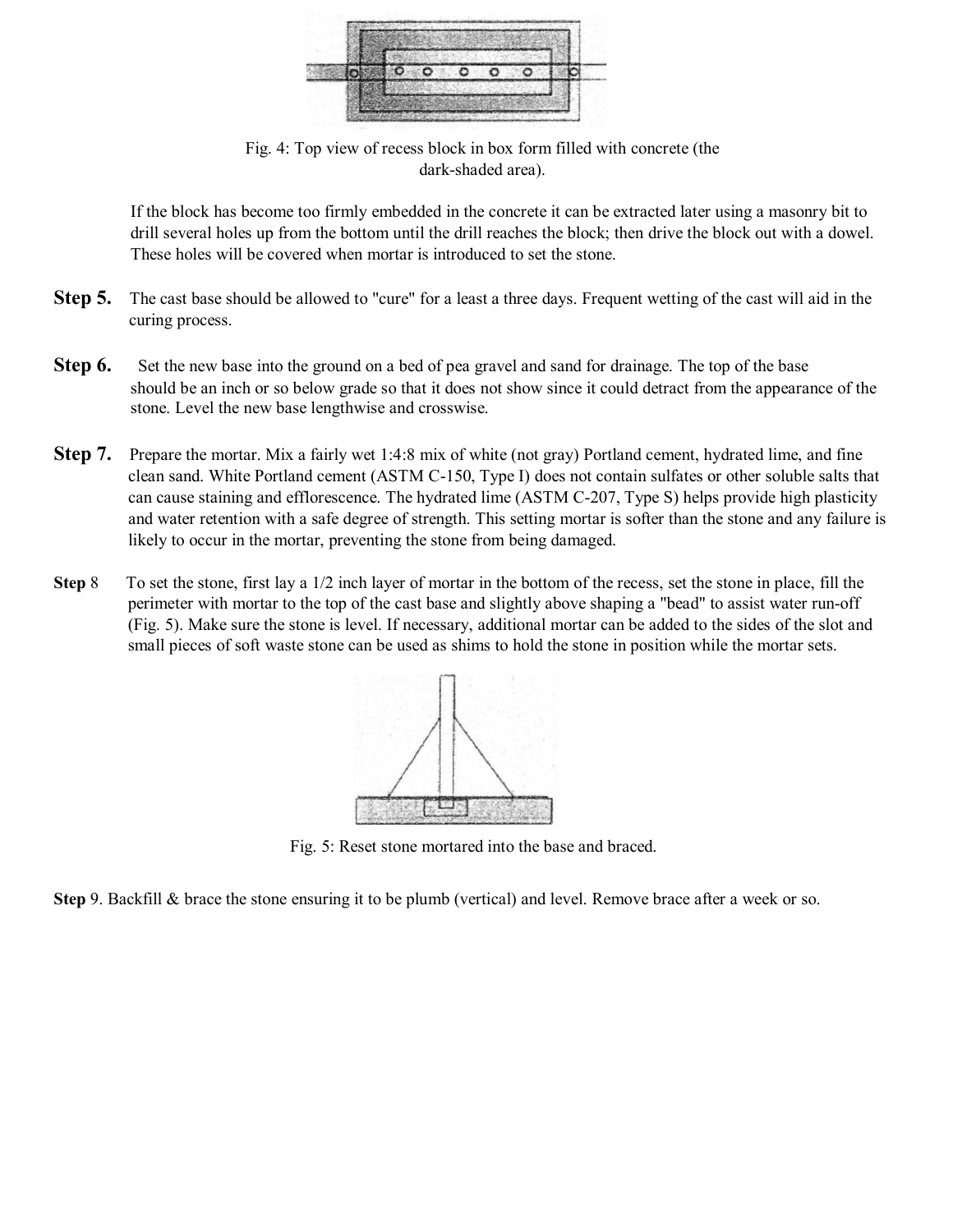Fig. 4: Top view of recess block in box form filled with concrete (the dark-shaded area).

If the block has become too firmly embedded in the concrete it can be extracted later using a masonry bit to drill several holes up from the bottom until the drill reaches the block; then drive the block out with a dowel. These holes will be covered when mortar is introduced to set the stone.

**Step 5.** The cast base should be allowed to "cure" for a least a three days. Frequent wetting of the cast will aid in the curing process.

**Step 6.** Set the new base into the ground on a bed of pea gravel and sand for drainage. The top of the base should be an inch or so below grade so that it does not show since it could detract from the appearance of the stone. Level the new base lengthwise and crosswise.

**Step 7.** Prepare the mortar. Mix a fairly wet 1:4:8 mix of white (not gray) Portland cement, hydrated lime, and fine clean sand. White Portland cement (ASTM C-150, Type I) does not contain sulfates or other soluble salts that can cause staining and efflorescence. The hydrated lime (ASTM C-207, Type S) helps provide high plasticity and water retention with a safe degree of strength. This setting mortar is softer than the stone and any failure is likely to occur in the mortar, preventing the stone from being damaged.

**Step** 8 To set the stone, first lay a 1/2 inch layer of mortar in the bottom of the recess, set the stone in place, fill the perimeter with mortar to the top of the cast base and slightly above shaping a "bead" to assist water run-off (Fig. 5). Make sure the stone is level. If necessary, additional mortar can be added to the sides of the slot and small pieces of soft waste stone can be used as shims to hold the stone in position while the mortar sets.

Fig. 5: Reset stone mortared into the base and braced.

**Step** 9. Backfill & brace the stone ensuring it to be plumb (vertical) and level. Remove brace after a week or so.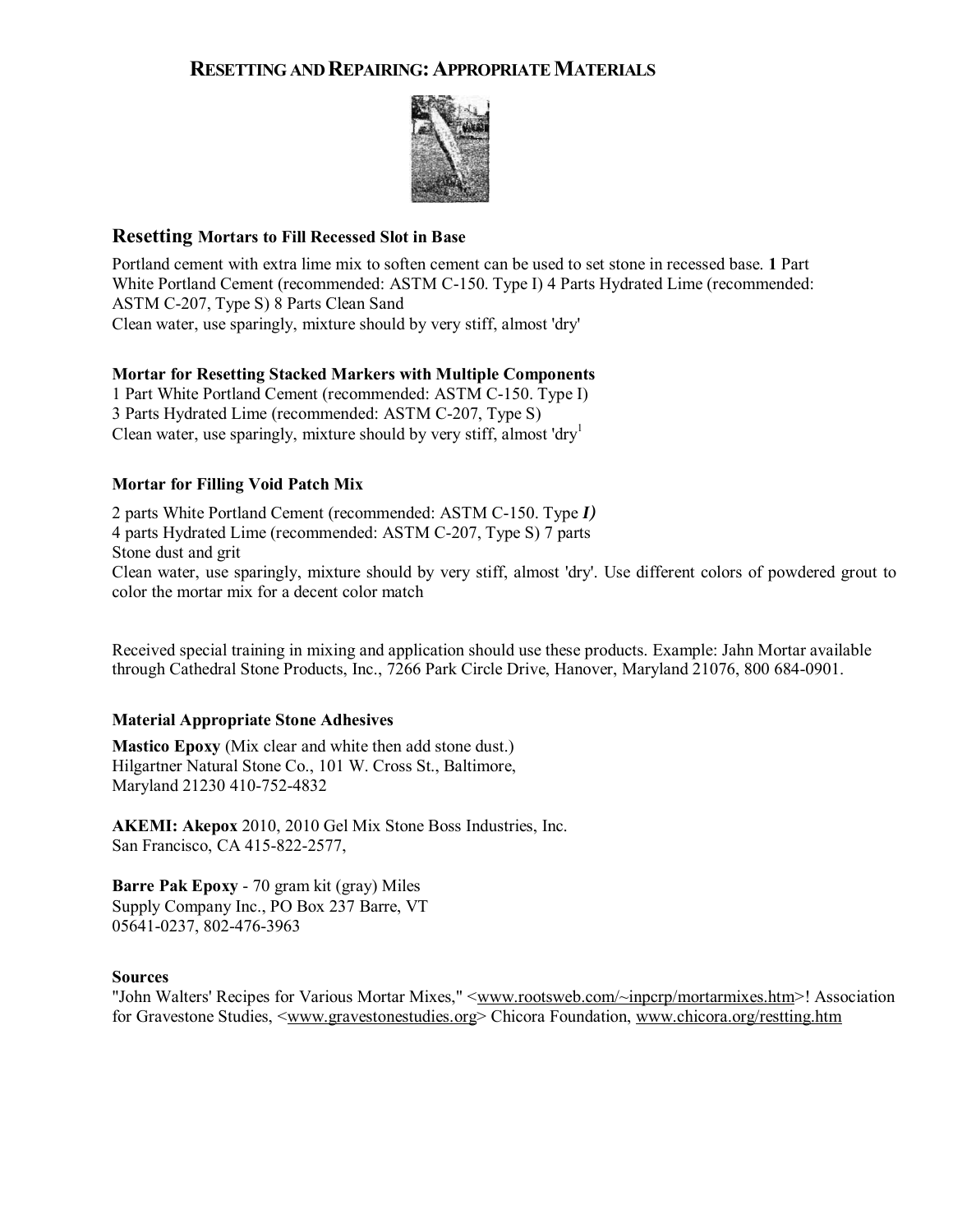## Resetting and Repairing: Appropriate Materials

### Resetting Mortars to Fill Recessed Slot in Base

Portland cement with extra lime mix to soften cement can be used to set stone in recessed base. **1** Part White Portland Cement (recommended: ASTM C-150. Type I) 4 Parts Hydrated Lime (recommended: ASTM C-207, Type S) 8 Parts Clean Sand
Clean water, use sparingly, mixture should by very stiff, almost 'dry'

### Mortar for Resetting Stacked Markers with Multiple Components

1 Part White Portland Cement (recommended: ASTM C-150. Type I)
3 Parts Hydrated Lime (recommended: ASTM C-207, Type S)
Clean water, use sparingly, mixture should by very stiff, almost 'dry[1]

### Mortar for Filling Void Patch Mix

2 parts White Portland Cement (recommended: ASTM C-150. Type ***I)***
4 parts Hydrated Lime (recommended: ASTM C-207, Type S) 7 parts
Stone dust and grit
Clean water, use sparingly, mixture should by very stiff, almost 'dry'. Use different colors of powdered grout to color the mortar mix for a decent color match

Received special training in mixing and application should use these products. Example: Jahn Mortar available through Cathedral Stone Products, Inc., 7266 Park Circle Drive, Hanover, Maryland 21076, 800 684-0901.

### Material Appropriate Stone Adhesives

**Mastico Epoxy** (Mix clear and white then add stone dust.)
Hilgartner Natural Stone Co., 101 W. Cross St., Baltimore, Maryland 21230 410-752-4832

**AKEMI: Akepox** 2010, 2010 Gel Mix Stone Boss Industries, Inc.
San Francisco, CA 415-822-2577,

**Barre Pak Epoxy** - 70 gram kit (gray) Miles Supply Company Inc., PO Box 237 Barre, VT 05641-0237, 802-476-3963

### Sources

"John Walters' Recipes for Various Mortar Mixes," <www.rootsweb.com/~inpcrp/mortarmixes.htm>! Association for Gravestone Studies, <www.gravestonestudies.org> Chicora Foundation, www.chicora.org/restting.htm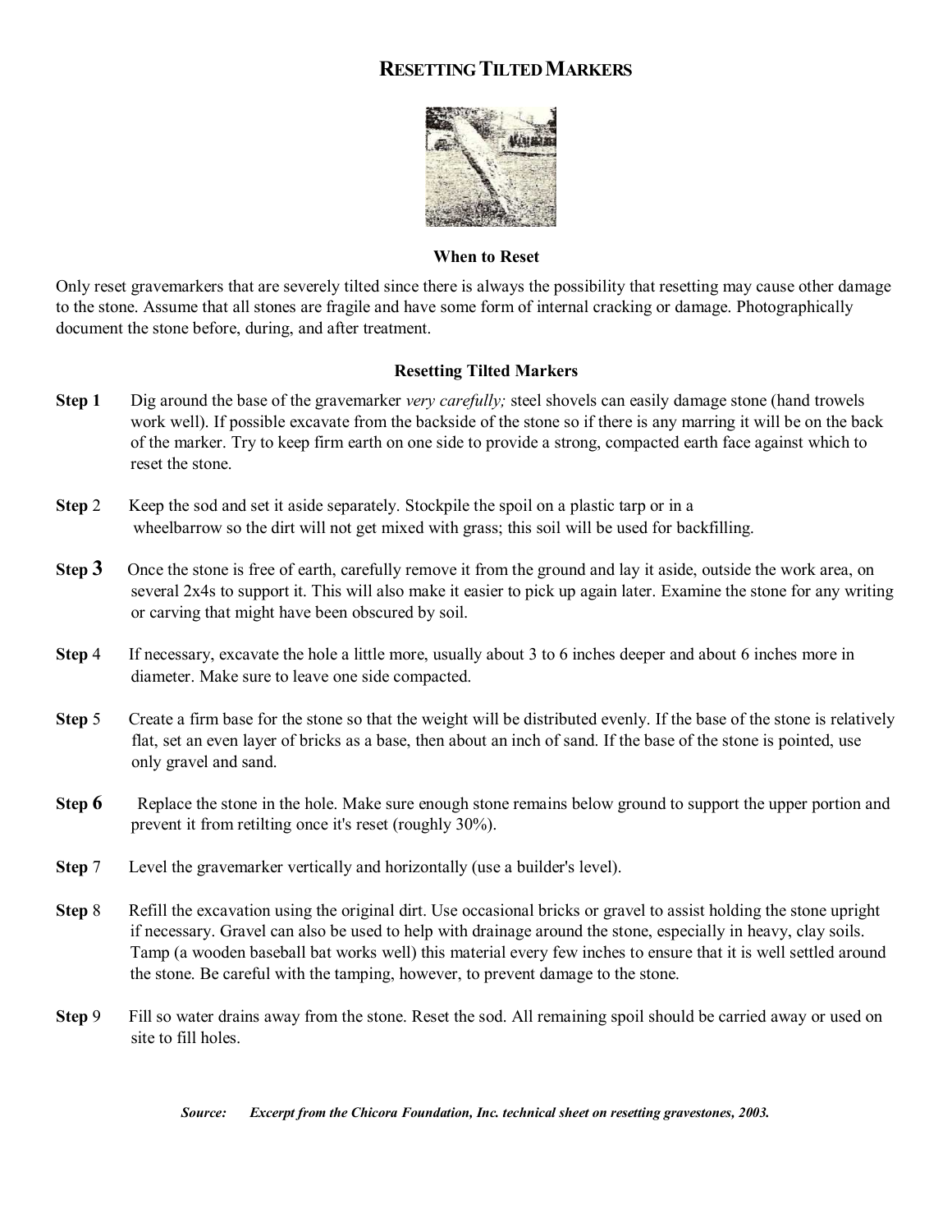# Resetting Tilted Markers

### When to Reset

Only reset gravemarkers that are severely tilted since there is always the possibility that resetting may cause other damage to the stone. Assume that all stones are fragile and have some form of internal cracking or damage. Photographically document the stone before, during, and after treatment.

### Resetting Tilted Markers

**Step 1** Dig around the base of the gravemarker *very carefully;* steel shovels can easily damage stone (hand trowels work well). If possible excavate from the backside of the stone so if there is any marring it will be on the back of the marker. Try to keep firm earth on one side to provide a strong, compacted earth face against which to reset the stone.

**Step** 2 Keep the sod and set it aside separately. Stockpile the spoil on a plastic tarp or in a wheelbarrow so the dirt will not get mixed with grass; this soil will be used for backfilling.

**Step 3** Once the stone is free of earth, carefully remove it from the ground and lay it aside, outside the work area, on several 2x4s to support it. This will also make it easier to pick up again later. Examine the stone for any writing or carving that might have been obscured by soil.

**Step** 4 If necessary, excavate the hole a little more, usually about 3 to 6 inches deeper and about 6 inches more in diameter. Make sure to leave one side compacted.

**Step** 5 Create a firm base for the stone so that the weight will be distributed evenly. If the base of the stone is relatively flat, set an even layer of bricks as a base, then about an inch of sand. If the base of the stone is pointed, use only gravel and sand.

**Step 6** Replace the stone in the hole. Make sure enough stone remains below ground to support the upper portion and prevent it from retilting once it's reset (roughly 30%).

**Step** 7 Level the gravemarker vertically and horizontally (use a builder's level).

**Step** 8 Refill the excavation using the original dirt. Use occasional bricks or gravel to assist holding the stone upright if necessary. Gravel can also be used to help with drainage around the stone, especially in heavy, clay soils. Tamp (a wooden baseball bat works well) this material every few inches to ensure that it is well settled around the stone. Be careful with the tamping, however, to prevent damage to the stone.

**Step** 9 Fill so water drains away from the stone. Reset the sod. All remaining spoil should be carried away or used on site to fill holes.

***Source:** Excerpt from the Chicora Foundation, Inc. technical sheet on resetting gravestones, 2003.*